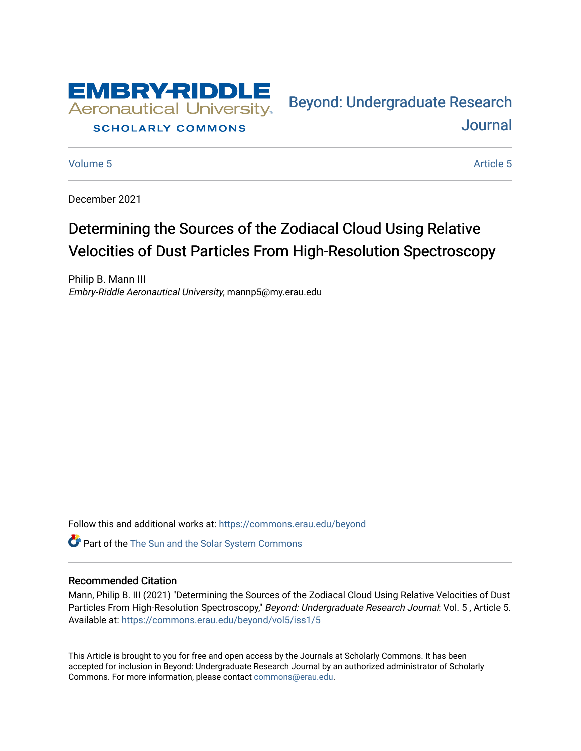EMBRY-RIDDLE Aeronautical University

SCHOLARLY COMMONS

Beyond: Undergraduate Research Journal

Volume 5

Article 5

December 2021

# Determining the Sources of the Zodiacal Cloud Using Relative Velocities of Dust Particles From High-Resolution Spectroscopy

Philip B. Mann III
*Embry-Riddle Aeronautical University*, mannp5@my.erau.edu

Follow this and additional works at: https://commons.erau.edu/beyond

Part of the The Sun and the Solar System Commons

## Recommended Citation

Mann, Philip B. III (2021) "Determining the Sources of the Zodiacal Cloud Using Relative Velocities of Dust Particles From High-Resolution Spectroscopy," *Beyond: Undergraduate Research Journal*: Vol. 5 , Article 5.
Available at: https://commons.erau.edu/beyond/vol5/iss1/5

This Article is brought to you for free and open access by the Journals at Scholarly Commons. It has been accepted for inclusion in Beyond: Undergraduate Research Journal by an authorized administrator of Scholarly Commons. For more information, please contact commons@erau.edu.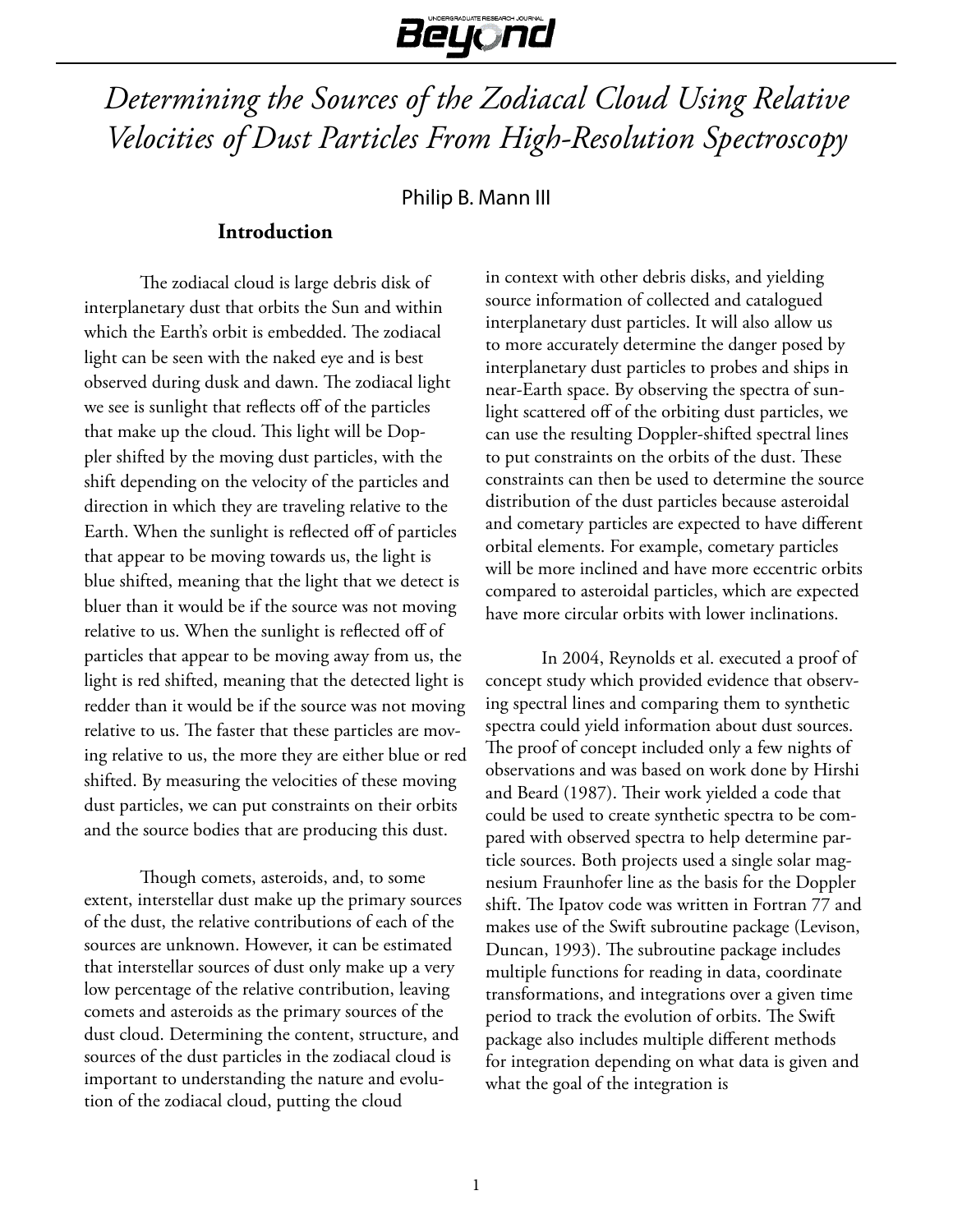# Determining the Sources of the Zodiacal Cloud Using Relative Velocities of Dust Particles From High-Resolution Spectroscopy

Philip B. Mann III

## Introduction

The zodiacal cloud is large debris disk of interplanetary dust that orbits the Sun and within which the Earth's orbit is embedded. The zodiacal light can be seen with the naked eye and is best observed during dusk and dawn. The zodiacal light we see is sunlight that reflects off of the particles that make up the cloud. This light will be Doppler shifted by the moving dust particles, with the shift depending on the velocity of the particles and direction in which they are traveling relative to the Earth. When the sunlight is reflected off of particles that appear to be moving towards us, the light is blue shifted, meaning that the light that we detect is bluer than it would be if the source was not moving relative to us. When the sunlight is reflected off of particles that appear to be moving away from us, the light is red shifted, meaning that the detected light is redder than it would be if the source was not moving relative to us. The faster that these particles are moving relative to us, the more they are either blue or red shifted. By measuring the velocities of these moving dust particles, we can put constraints on their orbits and the source bodies that are producing this dust.

Though comets, asteroids, and, to some extent, interstellar dust make up the primary sources of the dust, the relative contributions of each of the sources are unknown. However, it can be estimated that interstellar sources of dust only make up a very low percentage of the relative contribution, leaving comets and asteroids as the primary sources of the dust cloud. Determining the content, structure, and sources of the dust particles in the zodiacal cloud is important to understanding the nature and evolution of the zodiacal cloud, putting the cloud in context with other debris disks, and yielding source information of collected and catalogued interplanetary dust particles. It will also allow us to more accurately determine the danger posed by interplanetary dust particles to probes and ships in near-Earth space. By observing the spectra of sunlight scattered off of the orbiting dust particles, we can use the resulting Doppler-shifted spectral lines to put constraints on the orbits of the dust. These constraints can then be used to determine the source distribution of the dust particles because asteroidal and cometary particles are expected to have different orbital elements. For example, cometary particles will be more inclined and have more eccentric orbits compared to asteroidal particles, which are expected have more circular orbits with lower inclinations.

In 2004, Reynolds et al. executed a proof of concept study which provided evidence that observing spectral lines and comparing them to synthetic spectra could yield information about dust sources. The proof of concept included only a few nights of observations and was based on work done by Hirshi and Beard (1987). Their work yielded a code that could be used to create synthetic spectra to be compared with observed spectra to help determine particle sources. Both projects used a single solar magnesium Fraunhofer line as the basis for the Doppler shift. The Ipatov code was written in Fortran 77 and makes use of the Swift subroutine package (Levison, Duncan, 1993). The subroutine package includes multiple functions for reading in data, coordinate transformations, and integrations over a given time period to track the evolution of orbits. The Swift package also includes multiple different methods for integration depending on what data is given and what the goal of the integration is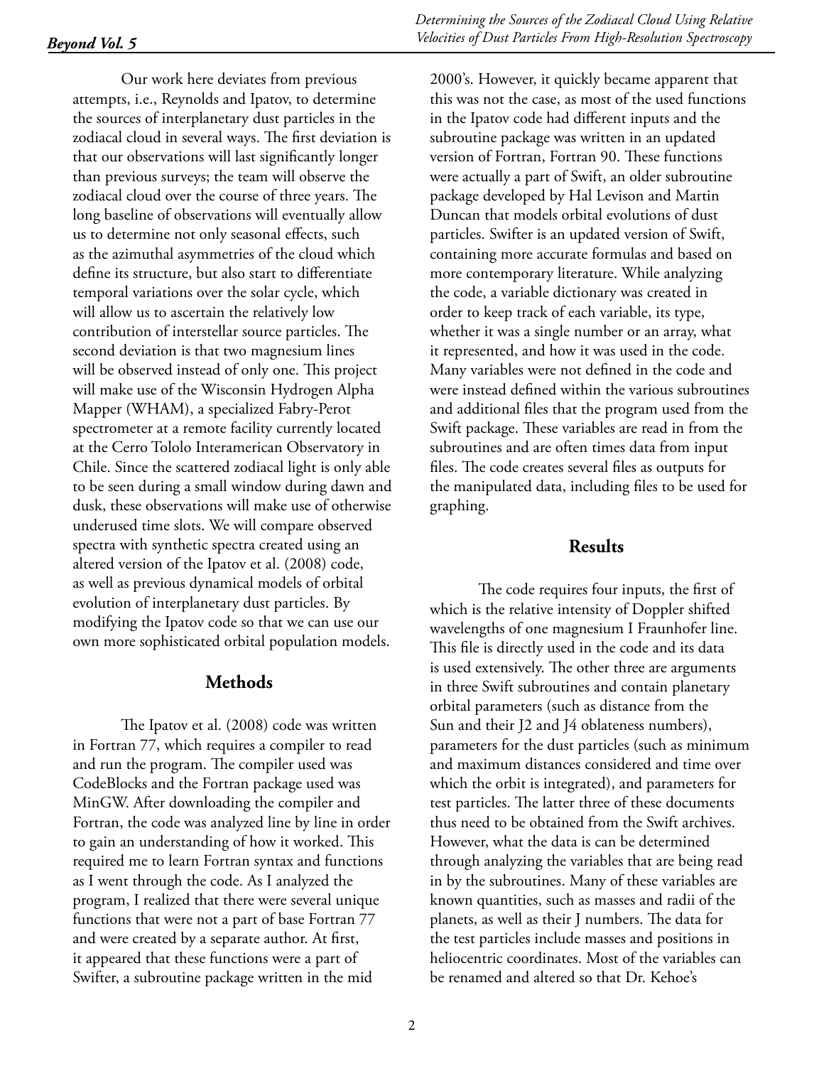Our work here deviates from previous attempts, i.e., Reynolds and Ipatov, to determine the sources of interplanetary dust particles in the zodiacal cloud in several ways. The first deviation is that our observations will last significantly longer than previous surveys; the team will observe the zodiacal cloud over the course of three years. The long baseline of observations will eventually allow us to determine not only seasonal effects, such as the azimuthal asymmetries of the cloud which define its structure, but also start to differentiate temporal variations over the solar cycle, which will allow us to ascertain the relatively low contribution of interstellar source particles. The second deviation is that two magnesium lines will be observed instead of only one. This project will make use of the Wisconsin Hydrogen Alpha Mapper (WHAM), a specialized Fabry-Perot spectrometer at a remote facility currently located at the Cerro Tololo Interamerican Observatory in Chile. Since the scattered zodiacal light is only able to be seen during a small window during dawn and dusk, these observations will make use of otherwise underused time slots. We will compare observed spectra with synthetic spectra created using an altered version of the Ipatov et al. (2008) code, as well as previous dynamical models of orbital evolution of interplanetary dust particles. By modifying the Ipatov code so that we can use our own more sophisticated orbital population models.

## Methods

The Ipatov et al. (2008) code was written in Fortran 77, which requires a compiler to read and run the program. The compiler used was CodeBlocks and the Fortran package used was MinGW. After downloading the compiler and Fortran, the code was analyzed line by line in order to gain an understanding of how it worked. This required me to learn Fortran syntax and functions as I went through the code. As I analyzed the program, I realized that there were several unique functions that were not a part of base Fortran 77 and were created by a separate author. At first, it appeared that these functions were a part of Swifter, a subroutine package written in the mid 2000's. However, it quickly became apparent that this was not the case, as most of the used functions in the Ipatov code had different inputs and the subroutine package was written in an updated version of Fortran, Fortran 90. These functions were actually a part of Swift, an older subroutine package developed by Hal Levison and Martin Duncan that models orbital evolutions of dust particles. Swifter is an updated version of Swift, containing more accurate formulas and based on more contemporary literature. While analyzing the code, a variable dictionary was created in order to keep track of each variable, its type, whether it was a single number or an array, what it represented, and how it was used in the code. Many variables were not defined in the code and were instead defined within the various subroutines and additional files that the program used from the Swift package. These variables are read in from the subroutines and are often times data from input files. The code creates several files as outputs for the manipulated data, including files to be used for graphing.

## Results

The code requires four inputs, the first of which is the relative intensity of Doppler shifted wavelengths of one magnesium I Fraunhofer line. This file is directly used in the code and its data is used extensively. The other three are arguments in three Swift subroutines and contain planetary orbital parameters (such as distance from the Sun and their J2 and J4 oblateness numbers), parameters for the dust particles (such as minimum and maximum distances considered and time over which the orbit is integrated), and parameters for test particles. The latter three of these documents thus need to be obtained from the Swift archives. However, what the data is can be determined through analyzing the variables that are being read in by the subroutines. Many of these variables are known quantities, such as masses and radii of the planets, as well as their J numbers. The data for the test particles include masses and positions in heliocentric coordinates. Most of the variables can be renamed and altered so that Dr. Kehoe's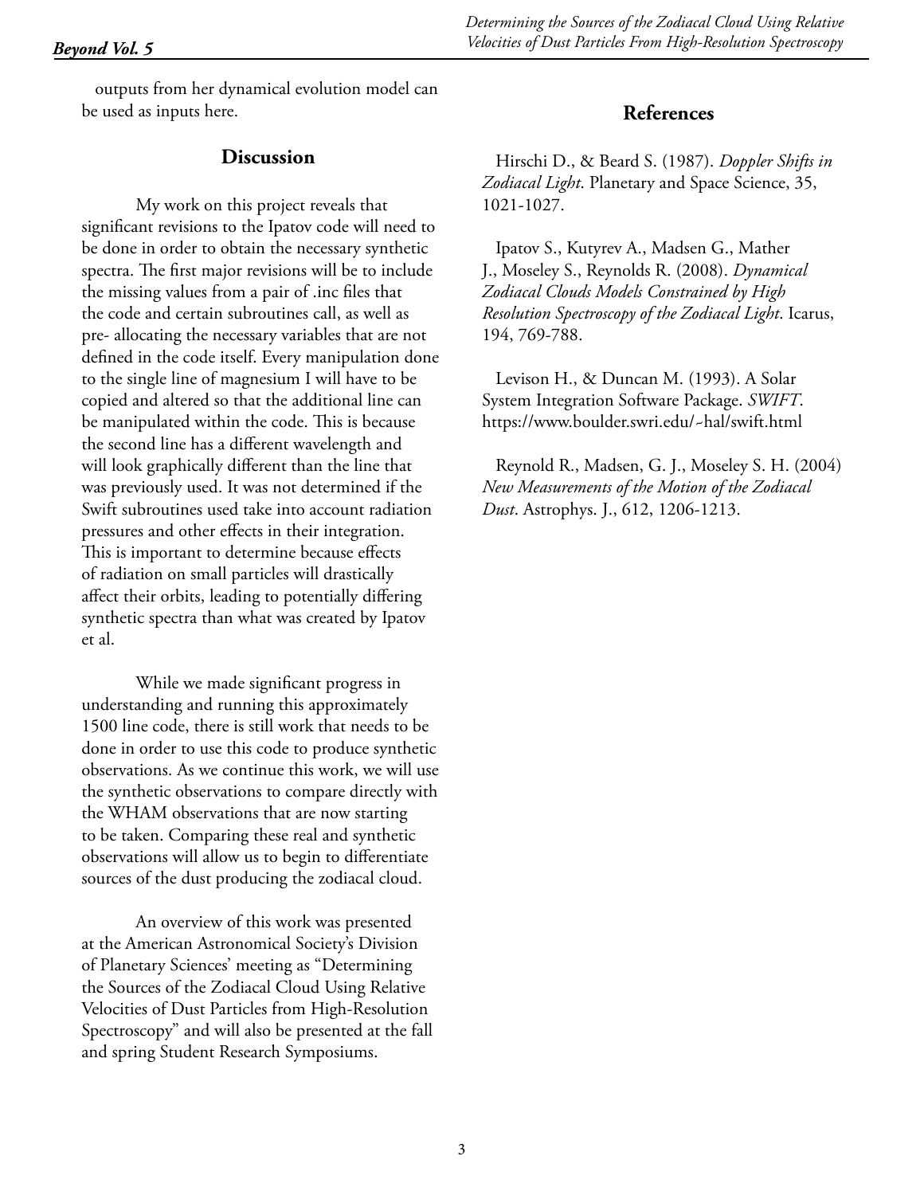outputs from her dynamical evolution model can be used as inputs here.

## Discussion

My work on this project reveals that significant revisions to the Ipatov code will need to be done in order to obtain the necessary synthetic spectra. The first major revisions will be to include the missing values from a pair of .inc files that the code and certain subroutines call, as well as pre- allocating the necessary variables that are not defined in the code itself. Every manipulation done to the single line of magnesium I will have to be copied and altered so that the additional line can be manipulated within the code. This is because the second line has a different wavelength and will look graphically different than the line that was previously used. It was not determined if the Swift subroutines used take into account radiation pressures and other effects in their integration. This is important to determine because effects of radiation on small particles will drastically affect their orbits, leading to potentially differing synthetic spectra than what was created by Ipatov et al.

While we made significant progress in understanding and running this approximately 1500 line code, there is still work that needs to be done in order to use this code to produce synthetic observations. As we continue this work, we will use the synthetic observations to compare directly with the WHAM observations that are now starting to be taken. Comparing these real and synthetic observations will allow us to begin to differentiate sources of the dust producing the zodiacal cloud.

An overview of this work was presented at the American Astronomical Society's Division of Planetary Sciences' meeting as "Determining the Sources of the Zodiacal Cloud Using Relative Velocities of Dust Particles from High-Resolution Spectroscopy" and will also be presented at the fall and spring Student Research Symposiums.

## References

Hirschi D., & Beard S. (1987). *Doppler Shifts in Zodiacal Light*. Planetary and Space Science, 35, 1021-1027.

Ipatov S., Kutyrev A., Madsen G., Mather J., Moseley S., Reynolds R. (2008). *Dynamical Zodiacal Clouds Models Constrained by High Resolution Spectroscopy of the Zodiacal Light*. Icarus, 194, 769-788.

Levison H., & Duncan M. (1993). A Solar System Integration Software Package. *SWIFT*. https://www.boulder.swri.edu/~hal/swift.html

Reynold R., Madsen, G. J., Moseley S. H. (2004) *New Measurements of the Motion of the Zodiacal Dust*. Astrophys. J., 612, 1206-1213.